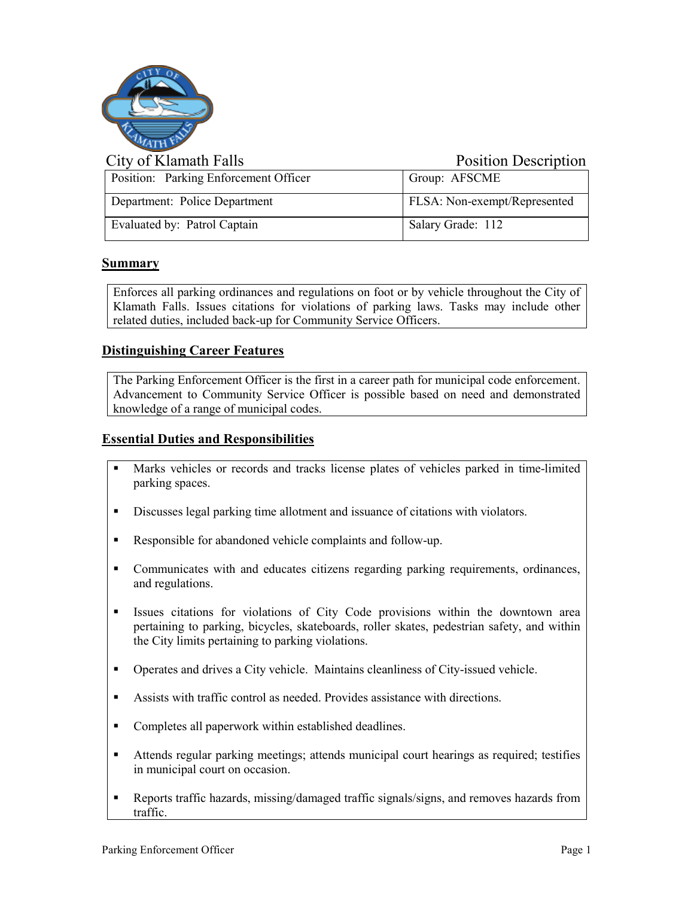City of Klamath Falls — Position Description

| Position: Parking Enforcement Officer | Group: AFSCME |
|---|---|
| Department: Police Department | FLSA: Non-exempt/Represented |
| Evaluated by: Patrol Captain | Salary Grade: 112 |

## Summary

Enforces all parking ordinances and regulations on foot or by vehicle throughout the City of Klamath Falls. Issues citations for violations of parking laws. Tasks may include other related duties, included back-up for Community Service Officers.

## Distinguishing Career Features

The Parking Enforcement Officer is the first in a career path for municipal code enforcement. Advancement to Community Service Officer is possible based on need and demonstrated knowledge of a range of municipal codes.

## Essential Duties and Responsibilities

- Marks vehicles or records and tracks license plates of vehicles parked in time-limited parking spaces.
- Discusses legal parking time allotment and issuance of citations with violators.
- Responsible for abandoned vehicle complaints and follow-up.
- Communicates with and educates citizens regarding parking requirements, ordinances, and regulations.
- Issues citations for violations of City Code provisions within the downtown area pertaining to parking, bicycles, skateboards, roller skates, pedestrian safety, and within the City limits pertaining to parking violations.
- Operates and drives a City vehicle. Maintains cleanliness of City-issued vehicle.
- Assists with traffic control as needed. Provides assistance with directions.
- Completes all paperwork within established deadlines.
- Attends regular parking meetings; attends municipal court hearings as required; testifies in municipal court on occasion.
- Reports traffic hazards, missing/damaged traffic signals/signs, and removes hazards from traffic.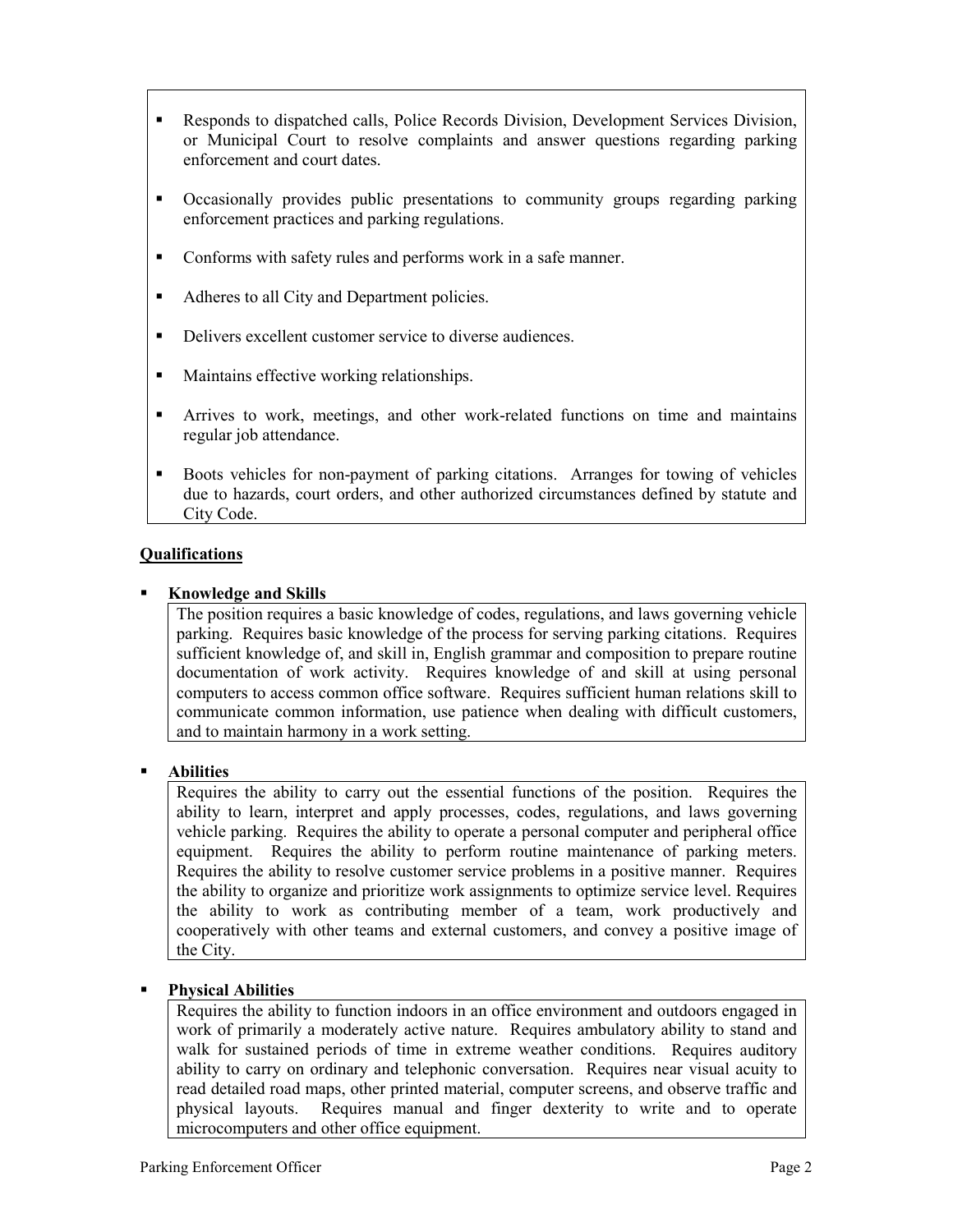- Responds to dispatched calls, Police Records Division, Development Services Division, or Municipal Court to resolve complaints and answer questions regarding parking enforcement and court dates.

- Occasionally provides public presentations to community groups regarding parking enforcement practices and parking regulations.

- Conforms with safety rules and performs work in a safe manner.

- Adheres to all City and Department policies.

- Delivers excellent customer service to diverse audiences.

- Maintains effective working relationships.

- Arrives to work, meetings, and other work-related functions on time and maintains regular job attendance.

- Boots vehicles for non-payment of parking citations. Arranges for towing of vehicles due to hazards, court orders, and other authorized circumstances defined by statute and City Code.

## Qualifications

- **Knowledge and Skills**

  The position requires a basic knowledge of codes, regulations, and laws governing vehicle parking. Requires basic knowledge of the process for serving parking citations. Requires sufficient knowledge of, and skill in, English grammar and composition to prepare routine documentation of work activity. Requires knowledge of and skill at using personal computers to access common office software. Requires sufficient human relations skill to communicate common information, use patience when dealing with difficult customers, and to maintain harmony in a work setting.

- **Abilities**

  Requires the ability to carry out the essential functions of the position. Requires the ability to learn, interpret and apply processes, codes, regulations, and laws governing vehicle parking. Requires the ability to operate a personal computer and peripheral office equipment. Requires the ability to perform routine maintenance of parking meters. Requires the ability to resolve customer service problems in a positive manner. Requires the ability to organize and prioritize work assignments to optimize service level. Requires the ability to work as contributing member of a team, work productively and cooperatively with other teams and external customers, and convey a positive image of the City.

- **Physical Abilities**

  Requires the ability to function indoors in an office environment and outdoors engaged in work of primarily a moderately active nature. Requires ambulatory ability to stand and walk for sustained periods of time in extreme weather conditions. Requires auditory ability to carry on ordinary and telephonic conversation. Requires near visual acuity to read detailed road maps, other printed material, computer screens, and observe traffic and physical layouts. Requires manual and finger dexterity to write and to operate microcomputers and other office equipment.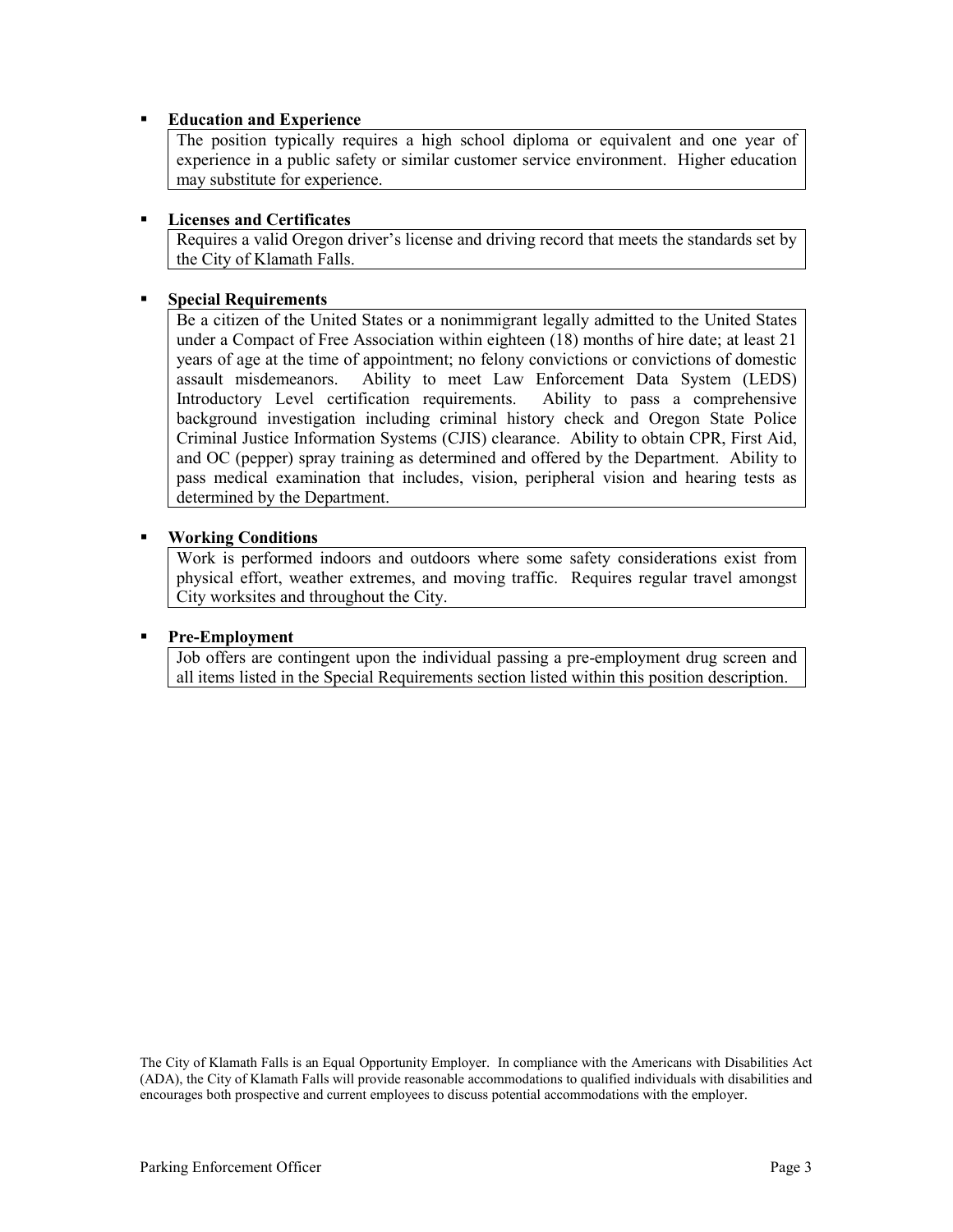- **Education and Experience**

  The position typically requires a high school diploma or equivalent and one year of experience in a public safety or similar customer service environment. Higher education may substitute for experience.

- **Licenses and Certificates**

  Requires a valid Oregon driver's license and driving record that meets the standards set by the City of Klamath Falls.

- **Special Requirements**

  Be a citizen of the United States or a nonimmigrant legally admitted to the United States under a Compact of Free Association within eighteen (18) months of hire date; at least 21 years of age at the time of appointment; no felony convictions or convictions of domestic assault misdemeanors. Ability to meet Law Enforcement Data System (LEDS) Introductory Level certification requirements. Ability to pass a comprehensive background investigation including criminal history check and Oregon State Police Criminal Justice Information Systems (CJIS) clearance. Ability to obtain CPR, First Aid, and OC (pepper) spray training as determined and offered by the Department. Ability to pass medical examination that includes, vision, peripheral vision and hearing tests as determined by the Department.

- **Working Conditions**

  Work is performed indoors and outdoors where some safety considerations exist from physical effort, weather extremes, and moving traffic. Requires regular travel amongst City worksites and throughout the City.

- **Pre-Employment**

  Job offers are contingent upon the individual passing a pre-employment drug screen and all items listed in the Special Requirements section listed within this position description.

The City of Klamath Falls is an Equal Opportunity Employer. In compliance with the Americans with Disabilities Act (ADA), the City of Klamath Falls will provide reasonable accommodations to qualified individuals with disabilities and encourages both prospective and current employees to discuss potential accommodations with the employer.